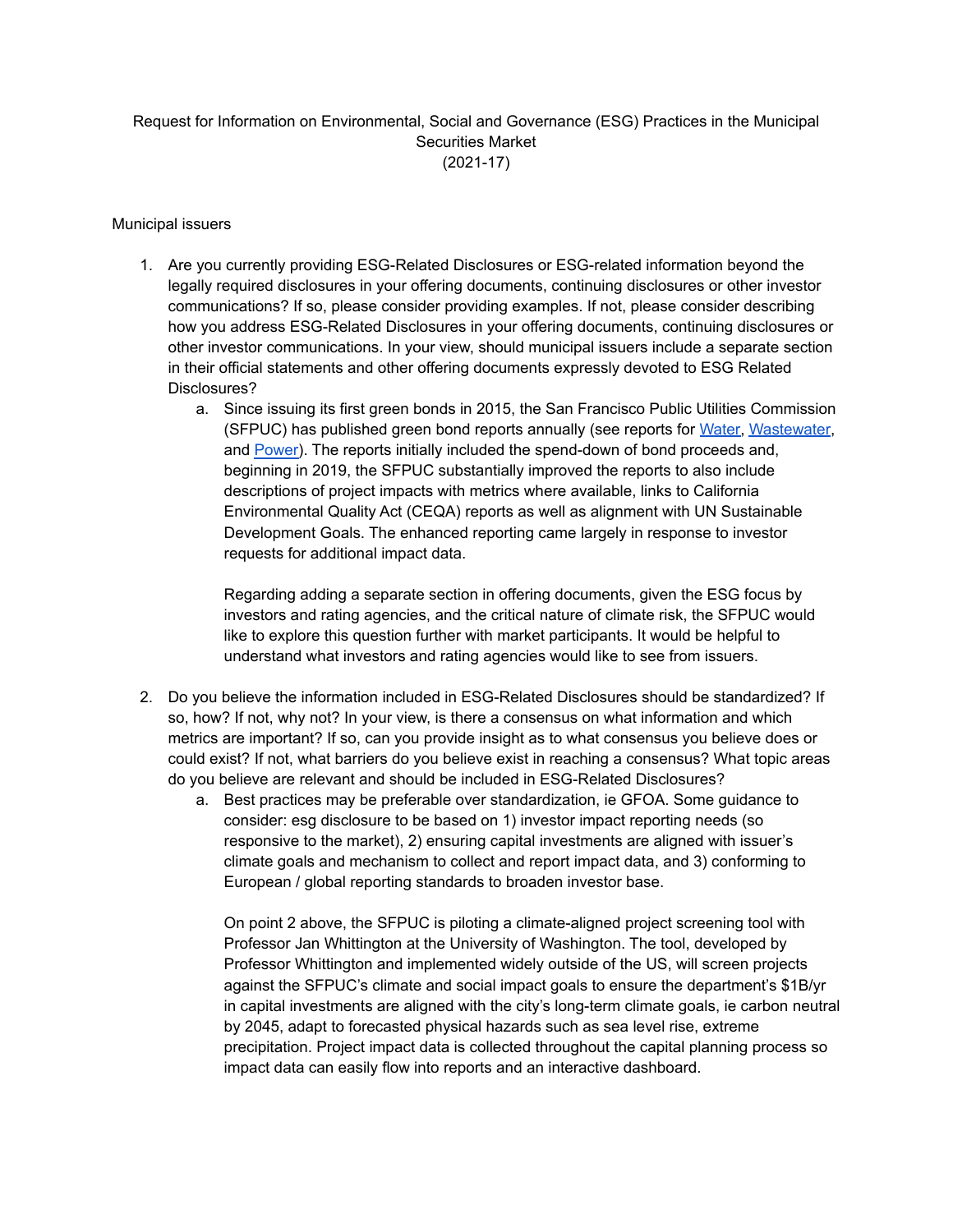Request for Information on Environmental, Social and Governance (ESG) Practices in the Municipal Securities Market
(2021-17)

Municipal issuers

1. Are you currently providing ESG-Related Disclosures or ESG-related information beyond the legally required disclosures in your offering documents, continuing disclosures or other investor communications? If so, please consider providing examples. If not, please consider describing how you address ESG-Related Disclosures in your offering documents, continuing disclosures or other investor communications. In your view, should municipal issuers include a separate section in their official statements and other offering documents expressly devoted to ESG Related Disclosures?
   a. Since issuing its first green bonds in 2015, the San Francisco Public Utilities Commission (SFPUC) has published green bond reports annually (see reports for Water, Wastewater, and Power). The reports initially included the spend-down of bond proceeds and, beginning in 2019, the SFPUC substantially improved the reports to also include descriptions of project impacts with metrics where available, links to California Environmental Quality Act (CEQA) reports as well as alignment with UN Sustainable Development Goals. The enhanced reporting came largely in response to investor requests for additional impact data.

      Regarding adding a separate section in offering documents, given the ESG focus by investors and rating agencies, and the critical nature of climate risk, the SFPUC would like to explore this question further with market participants. It would be helpful to understand what investors and rating agencies would like to see from issuers.

2. Do you believe the information included in ESG-Related Disclosures should be standardized? If so, how? If not, why not? In your view, is there a consensus on what information and which metrics are important? If so, can you provide insight as to what consensus you believe does or could exist? If not, what barriers do you believe exist in reaching a consensus? What topic areas do you believe are relevant and should be included in ESG-Related Disclosures?
   a. Best practices may be preferable over standardization, ie GFOA. Some guidance to consider: esg disclosure to be based on 1) investor impact reporting needs (so responsive to the market), 2) ensuring capital investments are aligned with issuer's climate goals and mechanism to collect and report impact data, and 3) conforming to European / global reporting standards to broaden investor base.

      On point 2 above, the SFPUC is piloting a climate-aligned project screening tool with Professor Jan Whittington at the University of Washington. The tool, developed by Professor Whittington and implemented widely outside of the US, will screen projects against the SFPUC's climate and social impact goals to ensure the department's $1B/yr in capital investments are aligned with the city's long-term climate goals, ie carbon neutral by 2045, adapt to forecasted physical hazards such as sea level rise, extreme precipitation. Project impact data is collected throughout the capital planning process so impact data can easily flow into reports and an interactive dashboard.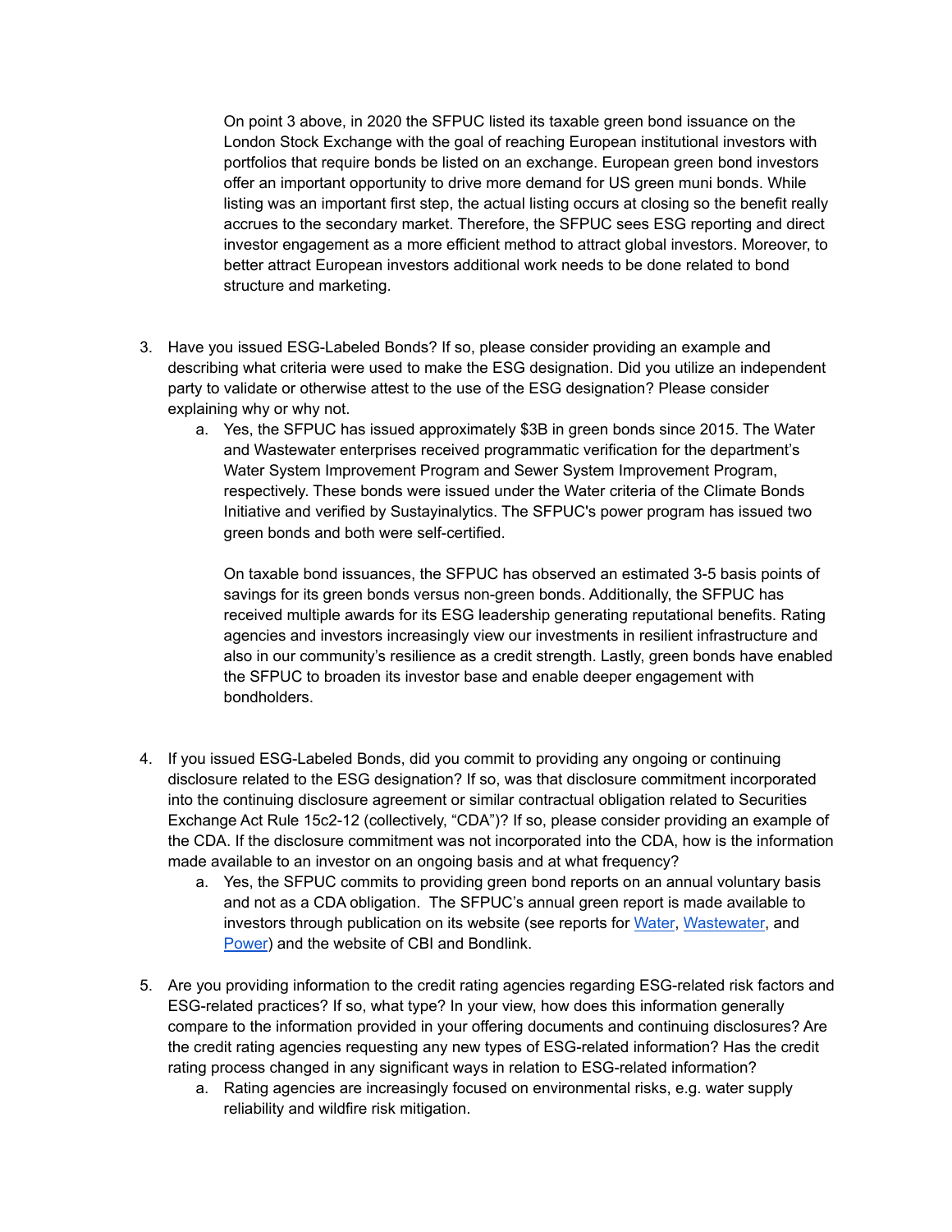On point 3 above, in 2020 the SFPUC listed its taxable green bond issuance on the London Stock Exchange with the goal of reaching European institutional investors with portfolios that require bonds be listed on an exchange. European green bond investors offer an important opportunity to drive more demand for US green muni bonds. While listing was an important first step, the actual listing occurs at closing so the benefit really accrues to the secondary market. Therefore, the SFPUC sees ESG reporting and direct investor engagement as a more efficient method to attract global investors. Moreover, to better attract European investors additional work needs to be done related to bond structure and marketing.

3. Have you issued ESG-Labeled Bonds? If so, please consider providing an example and describing what criteria were used to make the ESG designation. Did you utilize an independent party to validate or otherwise attest to the use of the ESG designation? Please consider explaining why or why not.
    a. Yes, the SFPUC has issued approximately $3B in green bonds since 2015. The Water and Wastewater enterprises received programmatic verification for the department's Water System Improvement Program and Sewer System Improvement Program, respectively. These bonds were issued under the Water criteria of the Climate Bonds Initiative and verified by Sustayinalytics. The SFPUC's power program has issued two green bonds and both were self-certified.

       On taxable bond issuances, the SFPUC has observed an estimated 3-5 basis points of savings for its green bonds versus non-green bonds. Additionally, the SFPUC has received multiple awards for its ESG leadership generating reputational benefits. Rating agencies and investors increasingly view our investments in resilient infrastructure and also in our community's resilience as a credit strength. Lastly, green bonds have enabled the SFPUC to broaden its investor base and enable deeper engagement with bondholders.

4. If you issued ESG-Labeled Bonds, did you commit to providing any ongoing or continuing disclosure related to the ESG designation? If so, was that disclosure commitment incorporated into the continuing disclosure agreement or similar contractual obligation related to Securities Exchange Act Rule 15c2-12 (collectively, "CDA")? If so, please consider providing an example of the CDA. If the disclosure commitment was not incorporated into the CDA, how is the information made available to an investor on an ongoing basis and at what frequency?
    a. Yes, the SFPUC commits to providing green bond reports on an annual voluntary basis and not as a CDA obligation. The SFPUC's annual green report is made available to investors through publication on its website (see reports for Water, Wastewater, and Power) and the website of CBI and Bondlink.

5. Are you providing information to the credit rating agencies regarding ESG-related risk factors and ESG-related practices? If so, what type? In your view, how does this information generally compare to the information provided in your offering documents and continuing disclosures? Are the credit rating agencies requesting any new types of ESG-related information? Has the credit rating process changed in any significant ways in relation to ESG-related information?
    a. Rating agencies are increasingly focused on environmental risks, e.g. water supply reliability and wildfire risk mitigation.